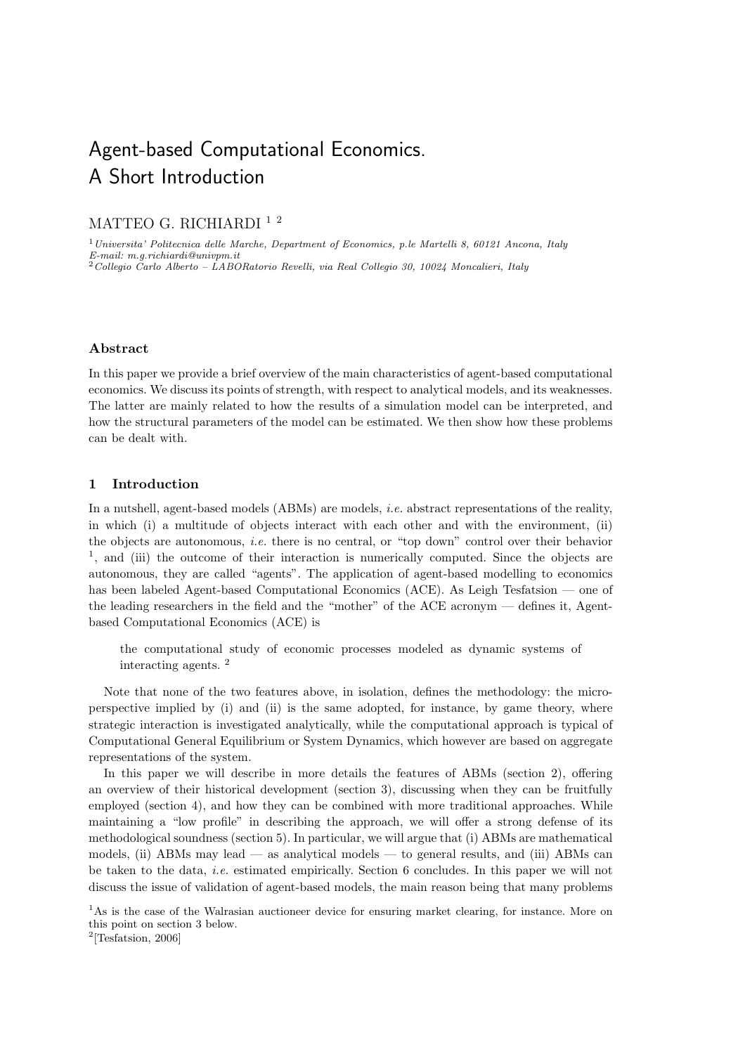# Agent-based Computational Economics. A Short Introduction

MATTEO G. RICHIARDI [1] [2]

[1] *Universita' Politecnica delle Marche, Department of Economics, p.le Martelli 8, 60121 Ancona, Italy*
*E-mail: m.g.richiardi@univpm.it*
[2] *Collegio Carlo Alberto – LABORatorio Revelli, via Real Collegio 30, 10024 Moncalieri, Italy*

### Abstract

In this paper we provide a brief overview of the main characteristics of agent-based computational economics. We discuss its points of strength, with respect to analytical models, and its weaknesses. The latter are mainly related to how the results of a simulation model can be interpreted, and how the structural parameters of the model can be estimated. We then show how these problems can be dealt with.

## 1 Introduction

In a nutshell, agent-based models (ABMs) are models, *i.e.* abstract representations of the reality, in which (i) a multitude of objects interact with each other and with the environment, (ii) the objects are autonomous, *i.e.* there is no central, or "top down" control over their behavior [1], and (iii) the outcome of their interaction is numerically computed. Since the objects are autonomous, they are called "agents". The application of agent-based modelling to economics has been labeled Agent-based Computational Economics (ACE). As Leigh Tesfatsion — one of the leading researchers in the field and the "mother" of the ACE acronym — defines it, Agent-based Computational Economics (ACE) is

> the computational study of economic processes modeled as dynamic systems of interacting agents. [2]

Note that none of the two features above, in isolation, defines the methodology: the micro-perspective implied by (i) and (ii) is the same adopted, for instance, by game theory, where strategic interaction is investigated analytically, while the computational approach is typical of Computational General Equilibrium or System Dynamics, which however are based on aggregate representations of the system.

In this paper we will describe in more details the features of ABMs (section 2), offering an overview of their historical development (section 3), discussing when they can be fruitfully employed (section 4), and how they can be combined with more traditional approaches. While maintaining a "low profile" in describing the approach, we will offer a strong defense of its methodological soundness (section 5). In particular, we will argue that (i) ABMs are mathematical models, (ii) ABMs may lead — as analytical models — to general results, and (iii) ABMs can be taken to the data, *i.e.* estimated empirically. Section 6 concludes. In this paper we will not discuss the issue of validation of agent-based models, the main reason being that many problems

[1] As is the case of the Walrasian auctioneer device for ensuring market clearing, for instance. More on this point on section 3 below.

[2] [Tesfatsion, 2006]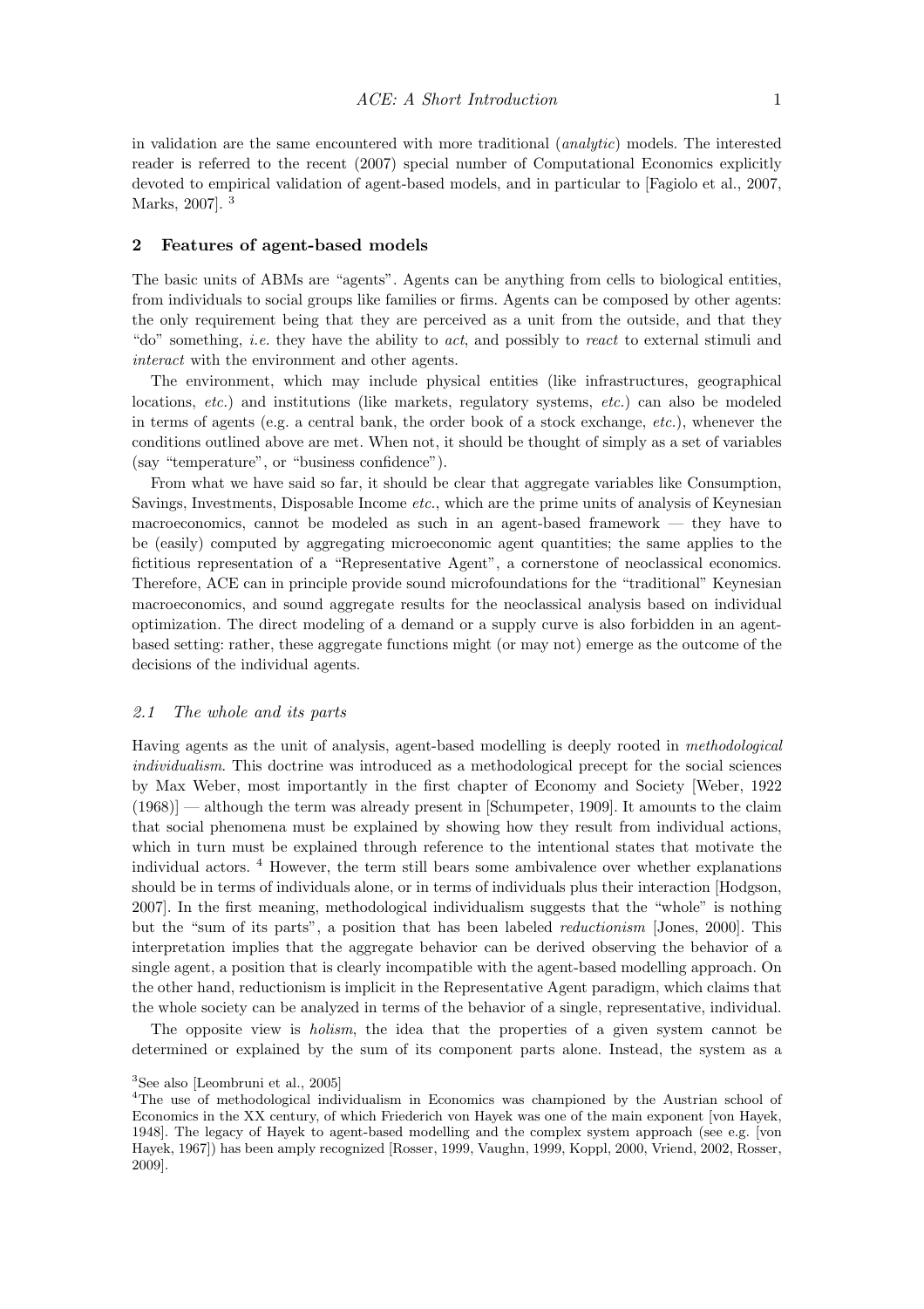in validation are the same encountered with more traditional (*analytic*) models. The interested reader is referred to the recent (2007) special number of Computational Economics explicitly devoted to empirical validation of agent-based models, and in particular to [Fagiolo et al., 2007, Marks, 2007]. [3]

## 2 Features of agent-based models

The basic units of ABMs are "agents". Agents can be anything from cells to biological entities, from individuals to social groups like families or firms. Agents can be composed by other agents: the only requirement being that they are perceived as a unit from the outside, and that they "do" something, *i.e.* they have the ability to *act*, and possibly to *react* to external stimuli and *interact* with the environment and other agents.

The environment, which may include physical entities (like infrastructures, geographical locations, *etc.*) and institutions (like markets, regulatory systems, *etc.*) can also be modeled in terms of agents (e.g. a central bank, the order book of a stock exchange, *etc.*), whenever the conditions outlined above are met. When not, it should be thought of simply as a set of variables (say "temperature", or "business confidence").

From what we have said so far, it should be clear that aggregate variables like Consumption, Savings, Investments, Disposable Income *etc.*, which are the prime units of analysis of Keynesian macroeconomics, cannot be modeled as such in an agent-based framework — they have to be (easily) computed by aggregating microeconomic agent quantities; the same applies to the fictitious representation of a "Representative Agent", a cornerstone of neoclassical economics. Therefore, ACE can in principle provide sound microfoundations for the "traditional" Keynesian macroeconomics, and sound aggregate results for the neoclassical analysis based on individual optimization. The direct modeling of a demand or a supply curve is also forbidden in an agent-based setting: rather, these aggregate functions might (or may not) emerge as the outcome of the decisions of the individual agents.

### *2.1 The whole and its parts*

Having agents as the unit of analysis, agent-based modelling is deeply rooted in *methodological individualism*. This doctrine was introduced as a methodological precept for the social sciences by Max Weber, most importantly in the first chapter of Economy and Society [Weber, 1922 (1968)] — although the term was already present in [Schumpeter, 1909]. It amounts to the claim that social phenomena must be explained by showing how they result from individual actions, which in turn must be explained through reference to the intentional states that motivate the individual actors. [4] However, the term still bears some ambivalence over whether explanations should be in terms of individuals alone, or in terms of individuals plus their interaction [Hodgson, 2007]. In the first meaning, methodological individualism suggests that the "whole" is nothing but the "sum of its parts", a position that has been labeled *reductionism* [Jones, 2000]. This interpretation implies that the aggregate behavior can be derived observing the behavior of a single agent, a position that is clearly incompatible with the agent-based modelling approach. On the other hand, reductionism is implicit in the Representative Agent paradigm, which claims that the whole society can be analyzed in terms of the behavior of a single, representative, individual.

The opposite view is *holism*, the idea that the properties of a given system cannot be determined or explained by the sum of its component parts alone. Instead, the system as a

[3] See also [Leombruni et al., 2005]

[4] The use of methodological individualism in Economics was championed by the Austrian school of Economics in the XX century, of which Friederich von Hayek was one of the main exponent [von Hayek, 1948]. The legacy of Hayek to agent-based modelling and the complex system approach (see e.g. [von Hayek, 1967]) has been amply recognized [Rosser, 1999, Vaughn, 1999, Koppl, 2000, Vriend, 2002, Rosser, 2009].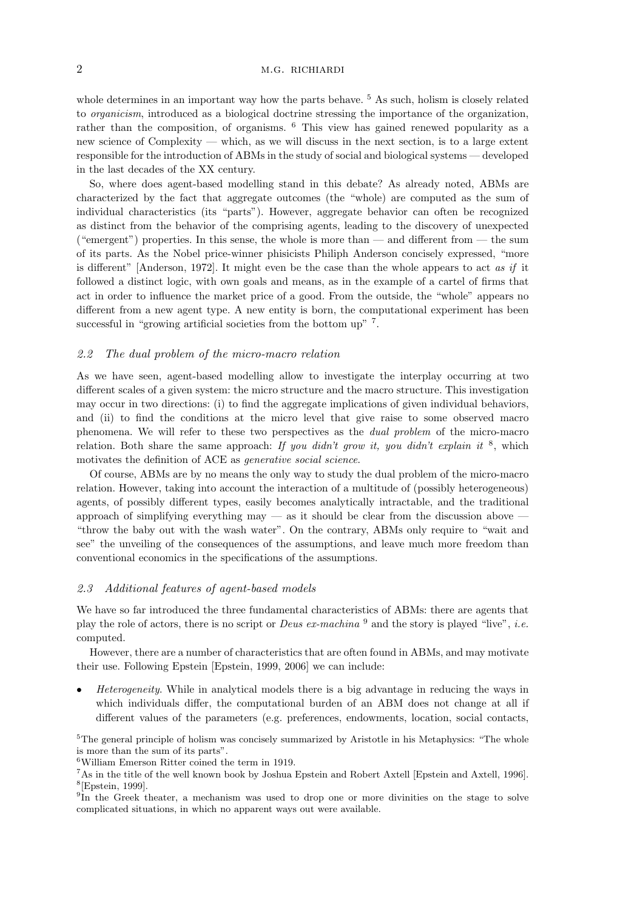whole determines in an important way how the parts behave. [5] As such, holism is closely related to *organicism*, introduced as a biological doctrine stressing the importance of the organization, rather than the composition, of organisms. [6] This view has gained renewed popularity as a new science of Complexity — which, as we will discuss in the next section, is to a large extent responsible for the introduction of ABMs in the study of social and biological systems — developed in the last decades of the XX century.

So, where does agent-based modelling stand in this debate? As already noted, ABMs are characterized by the fact that aggregate outcomes (the "whole) are computed as the sum of individual characteristics (its "parts"). However, aggregate behavior can often be recognized as distinct from the behavior of the comprising agents, leading to the discovery of unexpected ("emergent") properties. In this sense, the whole is more than — and different from — the sum of its parts. As the Nobel price-winner phisicists Philiph Anderson concisely expressed, "more is different" [Anderson, 1972]. It might even be the case than the whole appears to act *as if* it followed a distinct logic, with own goals and means, as in the example of a cartel of firms that act in order to influence the market price of a good. From the outside, the "whole" appears no different from a new agent type. A new entity is born, the computational experiment has been successful in "growing artificial societies from the bottom up" [7].

### *2.2 The dual problem of the micro-macro relation*

As we have seen, agent-based modelling allow to investigate the interplay occurring at two different scales of a given system: the micro structure and the macro structure. This investigation may occur in two directions: (i) to find the aggregate implications of given individual behaviors, and (ii) to find the conditions at the micro level that give raise to some observed macro phenomena. We will refer to these two perspectives as the *dual problem* of the micro-macro relation. Both share the same approach: *If you didn't grow it, you didn't explain it* [8], which motivates the definition of ACE as *generative social science*.

Of course, ABMs are by no means the only way to study the dual problem of the micro-macro relation. However, taking into account the interaction of a multitude of (possibly heterogeneous) agents, of possibly different types, easily becomes analytically intractable, and the traditional approach of simplifying everything may — as it should be clear from the discussion above — "throw the baby out with the wash water". On the contrary, ABMs only require to "wait and see" the unveiling of the consequences of the assumptions, and leave much more freedom than conventional economics in the specifications of the assumptions.

### *2.3 Additional features of agent-based models*

We have so far introduced the three fundamental characteristics of ABMs: there are agents that play the role of actors, there is no script or *Deus ex-machina* [9] and the story is played "live", *i.e.* computed.

However, there are a number of characteristics that are often found in ABMs, and may motivate their use. Following Epstein [Epstein, 1999, 2006] we can include:

- *Heterogeneity*. While in analytical models there is a big advantage in reducing the ways in which individuals differ, the computational burden of an ABM does not change at all if different values of the parameters (e.g. preferences, endowments, location, social contacts,

[5] The general principle of holism was concisely summarized by Aristotle in his Metaphysics: "The whole is more than the sum of its parts".

[6] William Emerson Ritter coined the term in 1919.

[7] As in the title of the well known book by Joshua Epstein and Robert Axtell [Epstein and Axtell, 1996].

[8] [Epstein, 1999].

[9] In the Greek theater, a mechanism was used to drop one or more divinities on the stage to solve complicated situations, in which no apparent ways out were available.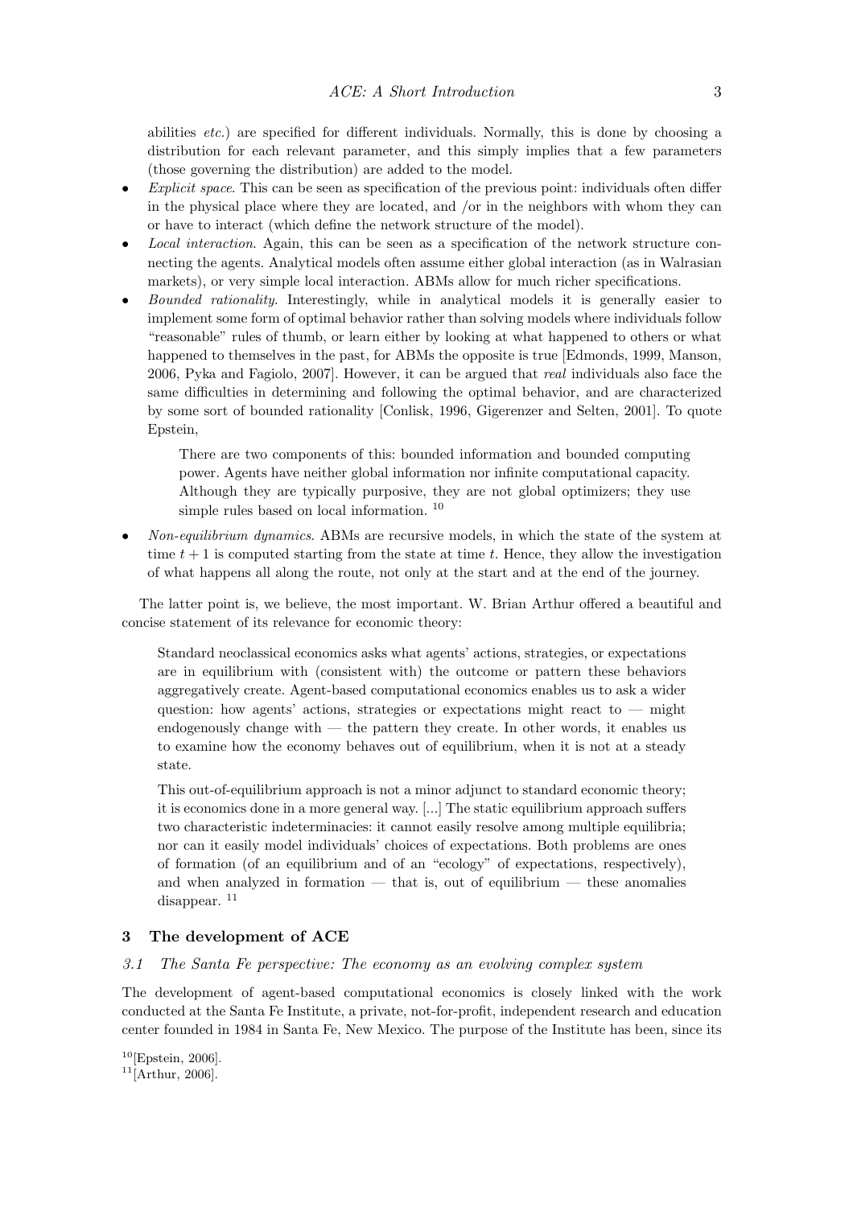abilities *etc.*) are specified for different individuals. Normally, this is done by choosing a distribution for each relevant parameter, and this simply implies that a few parameters (those governing the distribution) are added to the model.

- *Explicit space*. This can be seen as specification of the previous point: individuals often differ in the physical place where they are located, and /or in the neighbors with whom they can or have to interact (which define the network structure of the model).
- *Local interaction*. Again, this can be seen as a specification of the network structure connecting the agents. Analytical models often assume either global interaction (as in Walrasian markets), or very simple local interaction. ABMs allow for much richer specifications.
- *Bounded rationality*. Interestingly, while in analytical models it is generally easier to implement some form of optimal behavior rather than solving models where individuals follow "reasonable" rules of thumb, or learn either by looking at what happened to others or what happened to themselves in the past, for ABMs the opposite is true [Edmonds, 1999, Manson, 2006, Pyka and Fagiolo, 2007]. However, it can be argued that *real* individuals also face the same difficulties in determining and following the optimal behavior, and are characterized by some sort of bounded rationality [Conlisk, 1996, Gigerenzer and Selten, 2001]. To quote Epstein,

  > There are two components of this: bounded information and bounded computing power. Agents have neither global information nor infinite computational capacity. Although they are typically purposive, they are not global optimizers; they use simple rules based on local information. [10]

- *Non-equilibrium dynamics*. ABMs are recursive models, in which the state of the system at time $t + 1$ is computed starting from the state at time $t$. Hence, they allow the investigation of what happens all along the route, not only at the start and at the end of the journey.

The latter point is, we believe, the most important. W. Brian Arthur offered a beautiful and concise statement of its relevance for economic theory:

> Standard neoclassical economics asks what agents' actions, strategies, or expectations are in equilibrium with (consistent with) the outcome or pattern these behaviors aggregatively create. Agent-based computational economics enables us to ask a wider question: how agents' actions, strategies or expectations might react to — might endogenously change with — the pattern they create. In other words, it enables us to examine how the economy behaves out of equilibrium, when it is not at a steady state.
>
> This out-of-equilibrium approach is not a minor adjunct to standard economic theory; it is economics done in a more general way. [...] The static equilibrium approach suffers two characteristic indeterminacies: it cannot easily resolve among multiple equilibria; nor can it easily model individuals' choices of expectations. Both problems are ones of formation (of an equilibrium and of an "ecology" of expectations, respectively), and when analyzed in formation — that is, out of equilibrium — these anomalies disappear. [11]

## 3 The development of ACE

### 3.1 *The Santa Fe perspective: The economy as an evolving complex system*

The development of agent-based computational economics is closely linked with the work conducted at the Santa Fe Institute, a private, not-for-profit, independent research and education center founded in 1984 in Santa Fe, New Mexico. The purpose of the Institute has been, since its

[10] [Epstein, 2006].
[11] [Arthur, 2006].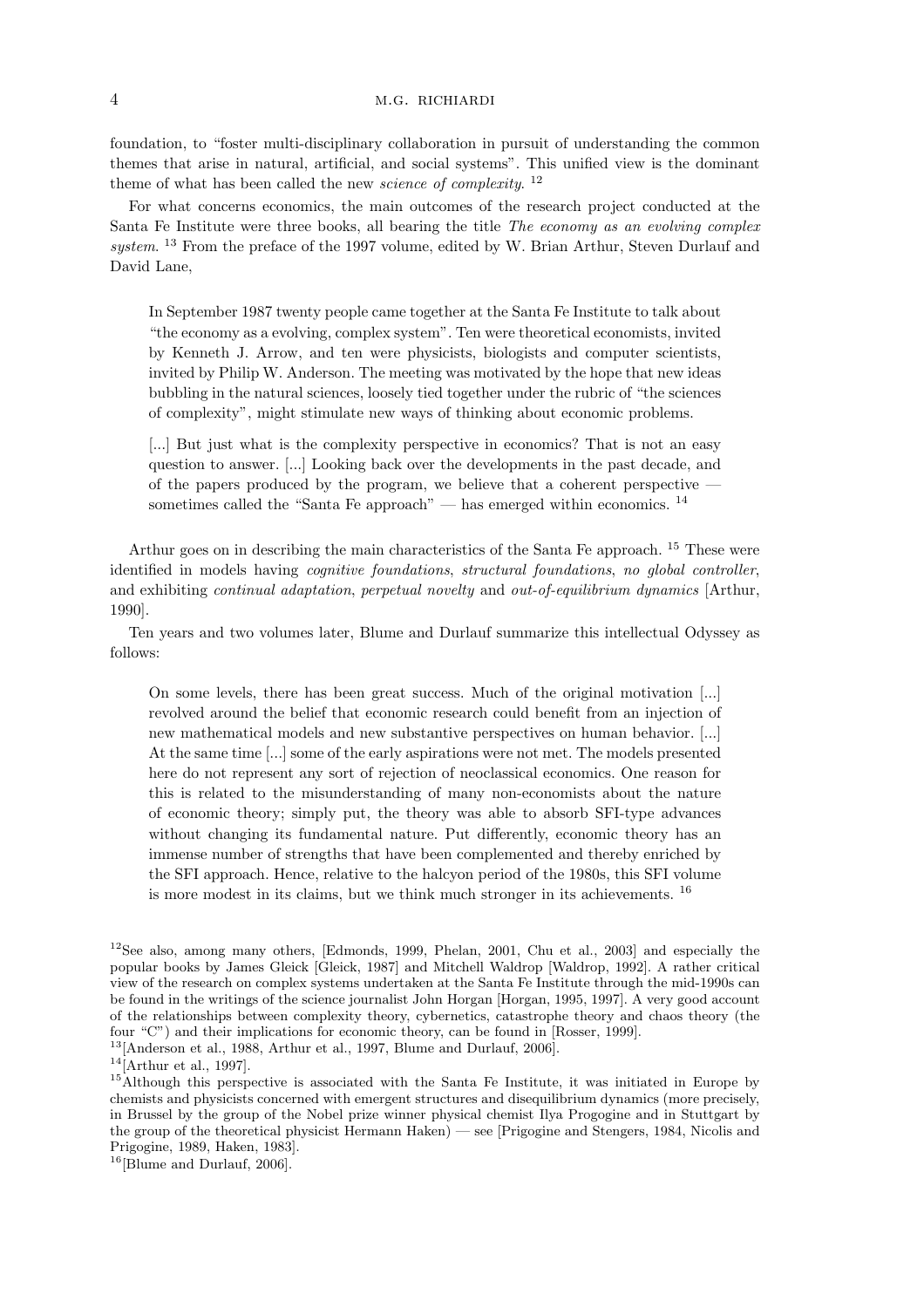foundation, to "foster multi-disciplinary collaboration in pursuit of understanding the common themes that arise in natural, artificial, and social systems". This unified view is the dominant theme of what has been called the new *science of complexity*. [12]

For what concerns economics, the main outcomes of the research project conducted at the Santa Fe Institute were three books, all bearing the title *The economy as an evolving complex system*. [13] From the preface of the 1997 volume, edited by W. Brian Arthur, Steven Durlauf and David Lane,

> In September 1987 twenty people came together at the Santa Fe Institute to talk about "the economy as a evolving, complex system". Ten were theoretical economists, invited by Kenneth J. Arrow, and ten were physicists, biologists and computer scientists, invited by Philip W. Anderson. The meeting was motivated by the hope that new ideas bubbling in the natural sciences, loosely tied together under the rubric of "the sciences of complexity", might stimulate new ways of thinking about economic problems.
>
> [...] But just what is the complexity perspective in economics? That is not an easy question to answer. [...] Looking back over the developments in the past decade, and of the papers produced by the program, we believe that a coherent perspective — sometimes called the "Santa Fe approach" — has emerged within economics. [14]

Arthur goes on in describing the main characteristics of the Santa Fe approach. [15] These were identified in models having *cognitive foundations*, *structural foundations*, *no global controller*, and exhibiting *continual adaptation*, *perpetual novelty* and *out-of-equilibrium dynamics* [Arthur, 1990].

Ten years and two volumes later, Blume and Durlauf summarize this intellectual Odyssey as follows:

> On some levels, there has been great success. Much of the original motivation [...] revolved around the belief that economic research could benefit from an injection of new mathematical models and new substantive perspectives on human behavior. [...] At the same time [...] some of the early aspirations were not met. The models presented here do not represent any sort of rejection of neoclassical economics. One reason for this is related to the misunderstanding of many non-economists about the nature of economic theory; simply put, the theory was able to absorb SFI-type advances without changing its fundamental nature. Put differently, economic theory has an immense number of strengths that have been complemented and thereby enriched by the SFI approach. Hence, relative to the halcyon period of the 1980s, this SFI volume is more modest in its claims, but we think much stronger in its achievements. [16]

---

[12] See also, among many others, [Edmonds, 1999, Phelan, 2001, Chu et al., 2003] and especially the popular books by James Gleick [Gleick, 1987] and Mitchell Waldrop [Waldrop, 1992]. A rather critical view of the research on complex systems undertaken at the Santa Fe Institute through the mid-1990s can be found in the writings of the science journalist John Horgan [Horgan, 1995, 1997]. A very good account of the relationships between complexity theory, cybernetics, catastrophe theory and chaos theory (the four "C") and their implications for economic theory, can be found in [Rosser, 1999].

[13] [Anderson et al., 1988, Arthur et al., 1997, Blume and Durlauf, 2006].

[14] [Arthur et al., 1997].

[15] Although this perspective is associated with the Santa Fe Institute, it was initiated in Europe by chemists and physicists concerned with emergent structures and disequilibrium dynamics (more precisely, in Brussel by the group of the Nobel prize winner physical chemist Ilya Progogine and in Stuttgart by the group of the theoretical physicist Hermann Haken) — see [Prigogine and Stengers, 1984, Nicolis and Prigogine, 1989, Haken, 1983].

[16] [Blume and Durlauf, 2006].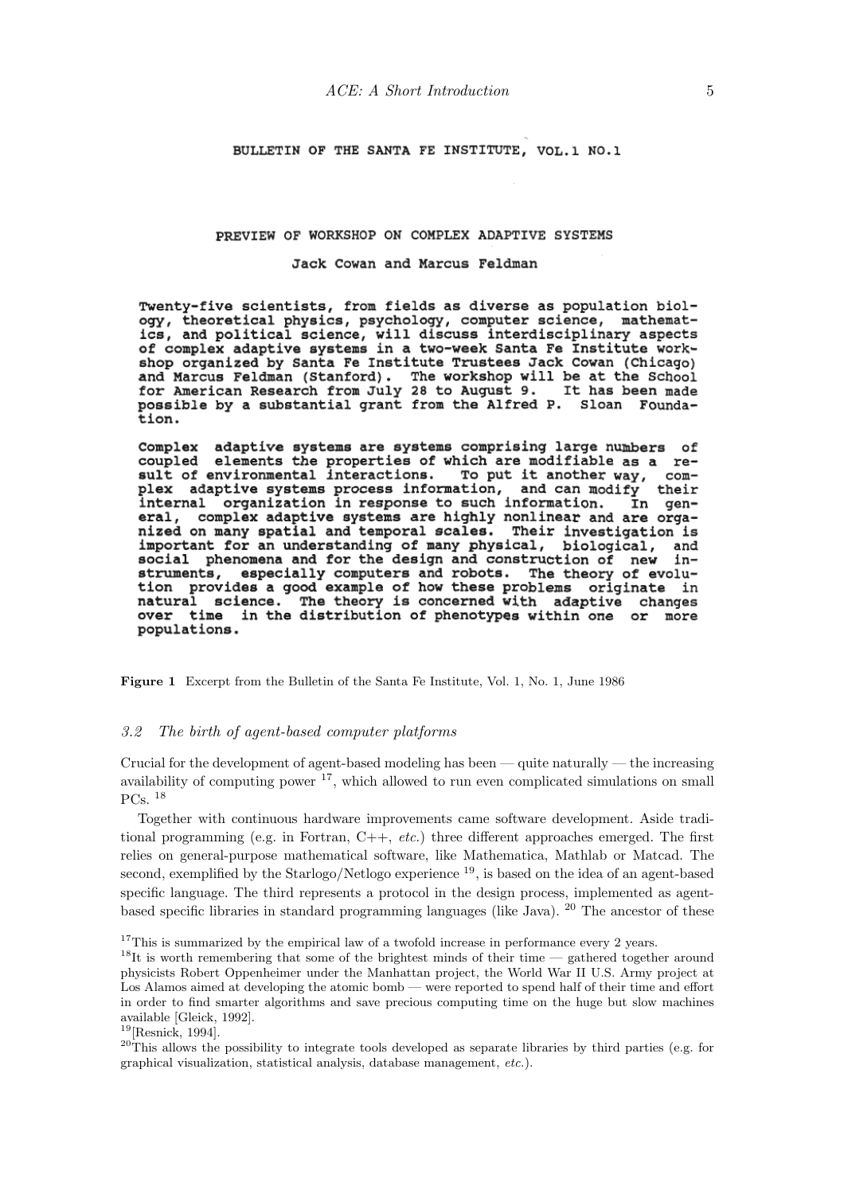BULLETIN OF THE SANTA FE INSTITUTE, VOL.1 NO.1

PREVIEW OF WORKSHOP ON COMPLEX ADAPTIVE SYSTEMS

Jack Cowan and Marcus Feldman

Twenty-five scientists, from fields as diverse as population biology, theoretical physics, psychology, computer science, mathematics, and political science, will discuss interdisciplinary aspects of complex adaptive systems in a two-week Santa Fe Institute workshop organized by Santa Fe Institute Trustees Jack Cowan (Chicago) and Marcus Feldman (Stanford). The workshop will be at the School for American Research from July 28 to August 9. It has been made possible by a substantial grant from the Alfred P. Sloan Foundation.

Complex adaptive systems are systems comprising large numbers of coupled elements the properties of which are modifiable as a result of environmental interactions. To put it another way, complex adaptive systems process information, and can modify their internal organization in response to such information. In general, complex adaptive systems are highly nonlinear and are organized on many spatial and temporal scales. Their investigation is important for an understanding of many physical, biological, and social phenomena and for the design and construction of new instruments, especially computers and robots. The theory of evolution provides a good example of how these problems originate in natural science. The theory is concerned with adaptive changes over time in the distribution of phenotypes within one or more populations.

**Figure 1** Excerpt from the Bulletin of the Santa Fe Institute, Vol. 1, No. 1, June 1986

### *3.2 The birth of agent-based computer platforms*

Crucial for the development of agent-based modeling has been — quite naturally — the increasing availability of computing power [17], which allowed to run even complicated simulations on small PCs. [18]

Together with continuous hardware improvements came software development. Aside traditional programming (e.g. in Fortran, C++, *etc.*) three different approaches emerged. The first relies on general-purpose mathematical software, like Mathematica, Mathlab or Matcad. The second, exemplified by the Starlogo/Netlogo experience [19], is based on the idea of an agent-based specific language. The third represents a protocol in the design process, implemented as agent-based specific libraries in standard programming languages (like Java). [20] The ancestor of these

[17] This is summarized by the empirical law of a twofold increase in performance every 2 years.

[18] It is worth remembering that some of the brightest minds of their time — gathered together around physicists Robert Oppenheimer under the Manhattan project, the World War II U.S. Army project at Los Alamos aimed at developing the atomic bomb — were reported to spend half of their time and effort in order to find smarter algorithms and save precious computing time on the huge but slow machines available [Gleick, 1992].

[19] [Resnick, 1994].

[20] This allows the possibility to integrate tools developed as separate libraries by third parties (e.g. for graphical visualization, statistical analysis, database management, *etc.*).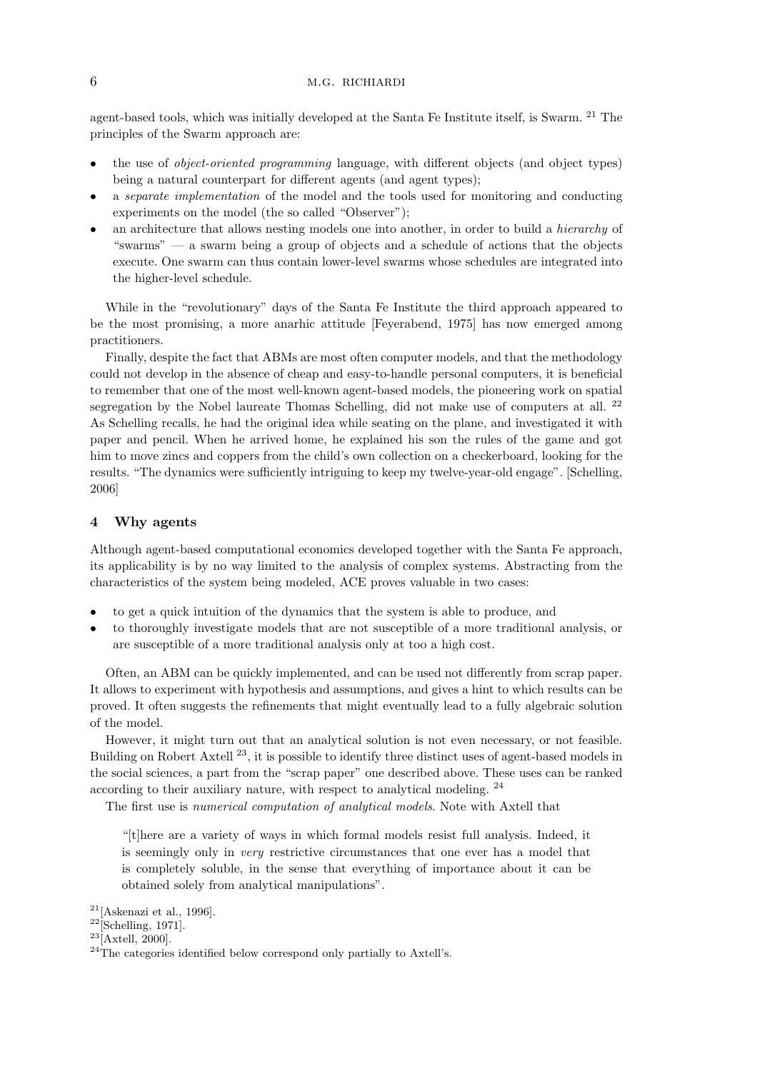agent-based tools, which was initially developed at the Santa Fe Institute itself, is Swarm. [21] The principles of the Swarm approach are:

- the use of *object-oriented programming* language, with different objects (and object types) being a natural counterpart for different agents (and agent types);
- a *separate implementation* of the model and the tools used for monitoring and conducting experiments on the model (the so called "Observer");
- an architecture that allows nesting models one into another, in order to build a *hierarchy* of "swarms" — a swarm being a group of objects and a schedule of actions that the objects execute. One swarm can thus contain lower-level swarms whose schedules are integrated into the higher-level schedule.

While in the "revolutionary" days of the Santa Fe Institute the third approach appeared to be the most promising, a more anarhic attitude [Feyerabend, 1975] has now emerged among practitioners.

Finally, despite the fact that ABMs are most often computer models, and that the methodology could not develop in the absence of cheap and easy-to-handle personal computers, it is beneficial to remember that one of the most well-known agent-based models, the pioneering work on spatial segregation by the Nobel laureate Thomas Schelling, did not make use of computers at all. [22] As Schelling recalls, he had the original idea while seating on the plane, and investigated it with paper and pencil. When he arrived home, he explained his son the rules of the game and got him to move zincs and coppers from the child's own collection on a checkerboard, looking for the results. "The dynamics were sufficiently intriguing to keep my twelve-year-old engage". [Schelling, 2006]

## 4 Why agents

Although agent-based computational economics developed together with the Santa Fe approach, its applicability is by no way limited to the analysis of complex systems. Abstracting from the characteristics of the system being modeled, ACE proves valuable in two cases:

- to get a quick intuition of the dynamics that the system is able to produce, and
- to thoroughly investigate models that are not susceptible of a more traditional analysis, or are susceptible of a more traditional analysis only at too a high cost.

Often, an ABM can be quickly implemented, and can be used not differently from scrap paper. It allows to experiment with hypothesis and assumptions, and gives a hint to which results can be proved. It often suggests the refinements that might eventually lead to a fully algebraic solution of the model.

However, it might turn out that an analytical solution is not even necessary, or not feasible. Building on Robert Axtell [23], it is possible to identify three distinct uses of agent-based models in the social sciences, a part from the "scrap paper" one described above. These uses can be ranked according to their auxiliary nature, with respect to analytical modeling. [24]

The first use is *numerical computation of analytical models*. Note with Axtell that

> "[t]here are a variety of ways in which formal models resist full analysis. Indeed, it is seemingly only in *very* restrictive circumstances that one ever has a model that is completely soluble, in the sense that everything of importance about it can be obtained solely from analytical manipulations".

[21] [Askenazi et al., 1996].

[22] [Schelling, 1971].

[23] [Axtell, 2000].

[24] The categories identified below correspond only partially to Axtell's.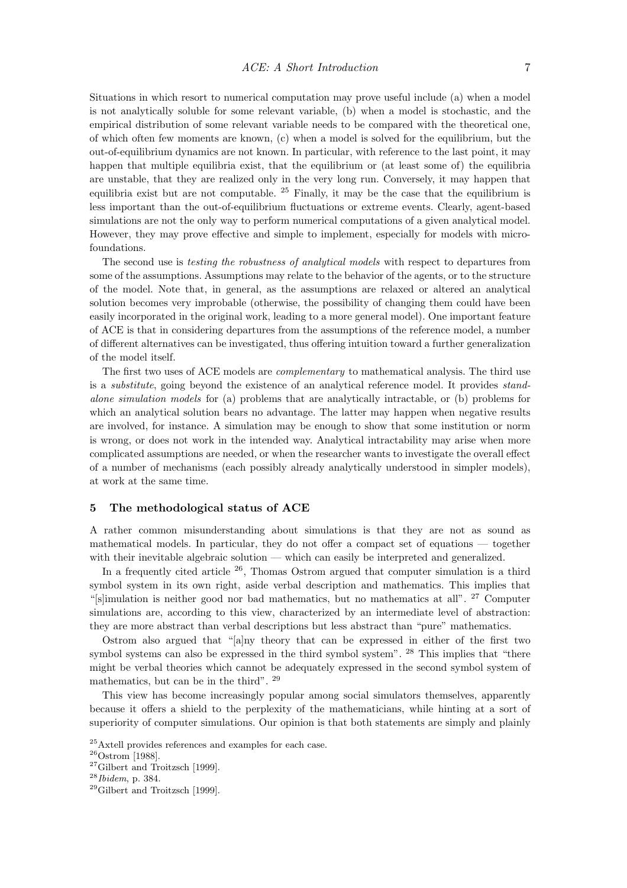Situations in which resort to numerical computation may prove useful include (a) when a model is not analytically soluble for some relevant variable, (b) when a model is stochastic, and the empirical distribution of some relevant variable needs to be compared with the theoretical one, of which often few moments are known, (c) when a model is solved for the equilibrium, but the out-of-equilibrium dynamics are not known. In particular, with reference to the last point, it may happen that multiple equilibria exist, that the equilibrium or (at least some of) the equilibria are unstable, that they are realized only in the very long run. Conversely, it may happen that equilibria exist but are not computable. [25] Finally, it may be the case that the equilibrium is less important than the out-of-equilibrium fluctuations or extreme events. Clearly, agent-based simulations are not the only way to perform numerical computations of a given analytical model. However, they may prove effective and simple to implement, especially for models with micro-foundations.

The second use is *testing the robustness of analytical models* with respect to departures from some of the assumptions. Assumptions may relate to the behavior of the agents, or to the structure of the model. Note that, in general, as the assumptions are relaxed or altered an analytical solution becomes very improbable (otherwise, the possibility of changing them could have been easily incorporated in the original work, leading to a more general model). One important feature of ACE is that in considering departures from the assumptions of the reference model, a number of different alternatives can be investigated, thus offering intuition toward a further generalization of the model itself.

The first two uses of ACE models are *complementary* to mathematical analysis. The third use is a *substitute*, going beyond the existence of an analytical reference model. It provides *stand-alone simulation models* for (a) problems that are analytically intractable, or (b) problems for which an analytical solution bears no advantage. The latter may happen when negative results are involved, for instance. A simulation may be enough to show that some institution or norm is wrong, or does not work in the intended way. Analytical intractability may arise when more complicated assumptions are needed, or when the researcher wants to investigate the overall effect of a number of mechanisms (each possibly already analytically understood in simpler models), at work at the same time.

## 5 The methodological status of ACE

A rather common misunderstanding about simulations is that they are not as sound as mathematical models. In particular, they do not offer a compact set of equations — together with their inevitable algebraic solution — which can easily be interpreted and generalized.

In a frequently cited article [26], Thomas Ostrom argued that computer simulation is a third symbol system in its own right, aside verbal description and mathematics. This implies that "[s]imulation is neither good nor bad mathematics, but no mathematics at all". [27] Computer simulations are, according to this view, characterized by an intermediate level of abstraction: they are more abstract than verbal descriptions but less abstract than "pure" mathematics.

Ostrom also argued that "[a]ny theory that can be expressed in either of the first two symbol systems can also be expressed in the third symbol system". [28] This implies that "there might be verbal theories which cannot be adequately expressed in the second symbol system of mathematics, but can be in the third". [29]

This view has become increasingly popular among social simulators themselves, apparently because it offers a shield to the perplexity of the mathematicians, while hinting at a sort of superiority of computer simulations. Our opinion is that both statements are simply and plainly

[25] Axtell provides references and examples for each case.

[26] Ostrom [1988].

[27] Gilbert and Troitzsch [1999].

[28] *Ibidem*, p. 384.

[29] Gilbert and Troitzsch [1999].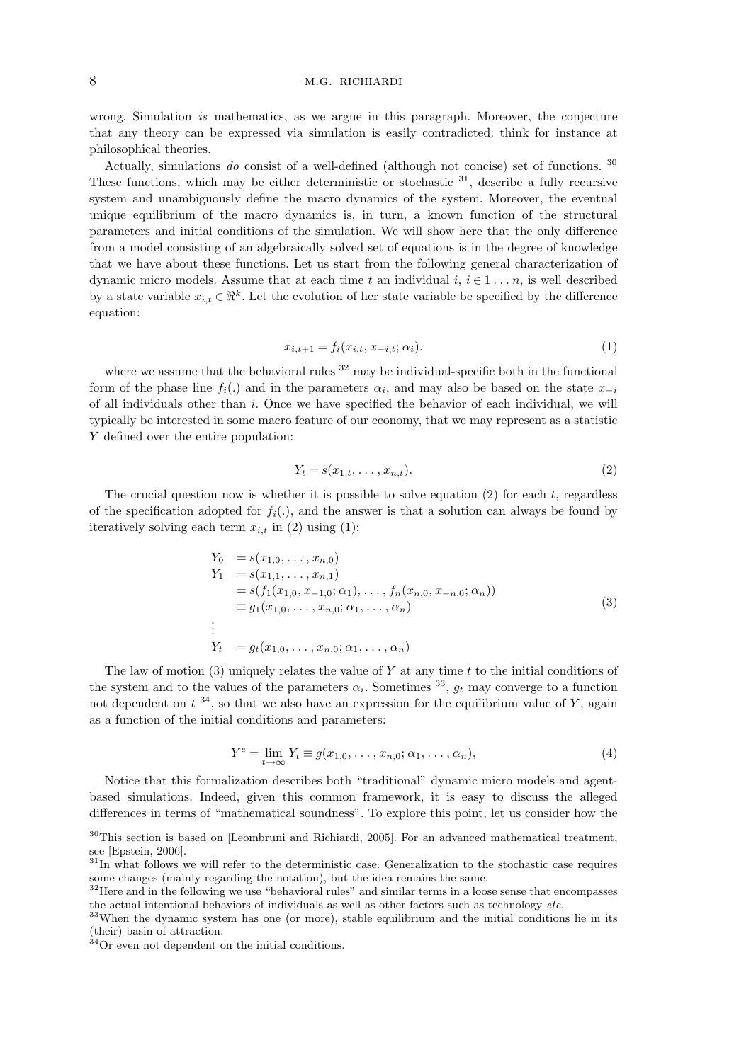wrong. Simulation *is* mathematics, as we argue in this paragraph. Moreover, the conjecture that any theory can be expressed via simulation is easily contradicted: think for instance at philosophical theories.

Actually, simulations *do* consist of a well-defined (although not concise) set of functions. [30] These functions, which may be either deterministic or stochastic [31], describe a fully recursive system and unambiguously define the macro dynamics of the system. Moreover, the eventual unique equilibrium of the macro dynamics is, in turn, a known function of the structural parameters and initial conditions of the simulation. We will show here that the only difference from a model consisting of an algebraically solved set of equations is in the degree of knowledge that we have about these functions. Let us start from the following general characterization of dynamic micro models. Assume that at each time $t$ an individual $i$, $i \in 1 \ldots n$, is well described by a state variable $x_{i,t} \in \Re^k$. Let the evolution of her state variable be specified by the difference equation:

$$x_{i,t+1} = f_i(x_{i,t}, x_{-i,t}; \alpha_i). \tag{1}$$

where we assume that the behavioral rules [32] may be individual-specific both in the functional form of the phase line $f_i(.)$ and in the parameters $\alpha_i$, and may also be based on the state $x_{-i}$ of all individuals other than $i$. Once we have specified the behavior of each individual, we will typically be interested in some macro feature of our economy, that we may represent as a statistic $Y$ defined over the entire population:

$$Y_t = s(x_{1,t}, \ldots, x_{n,t}). \tag{2}$$

The crucial question now is whether it is possible to solve equation (2) for each $t$, regardless of the specification adopted for $f_i(.)$, and the answer is that a solution can always be found by iteratively solving each term $x_{i,t}$ in (2) using (1):

$$\begin{aligned}
Y_0 &= s(x_{1,0}, \ldots, x_{n,0}) \\
Y_1 &= s(x_{1,1}, \ldots, x_{n,1}) \\
&= s(f_1(x_{1,0}, x_{-1,0}; \alpha_1), \ldots, f_n(x_{n,0}, x_{-n,0}; \alpha_n)) \\
&\equiv g_1(x_{1,0}, \ldots, x_{n,0}; \alpha_1, \ldots, \alpha_n) \\
&\vdots \\
Y_t &= g_t(x_{1,0}, \ldots, x_{n,0}; \alpha_1, \ldots, \alpha_n)
\end{aligned} \tag{3}$$

The law of motion (3) uniquely relates the value of $Y$ at any time $t$ to the initial conditions of the system and to the values of the parameters $\alpha_i$. Sometimes [33], $g_t$ may converge to a function not dependent on $t$ [34], so that we also have an expression for the equilibrium value of $Y$, again as a function of the initial conditions and parameters:

$$Y^e = \lim_{t \to \infty} Y_t \equiv g(x_{1,0}, \ldots, x_{n,0}; \alpha_1, \ldots, \alpha_n), \tag{4}$$

Notice that this formalization describes both "traditional" dynamic micro models and agent-based simulations. Indeed, given this common framework, it is easy to discuss the alleged differences in terms of "mathematical soundness". To explore this point, let us consider how the

[30] This section is based on [Leombruni and Richiardi, 2005]. For an advanced mathematical treatment, see [Epstein, 2006].

[31] In what follows we will refer to the deterministic case. Generalization to the stochastic case requires some changes (mainly regarding the notation), but the idea remains the same.

[32] Here and in the following we use "behavioral rules" and similar terms in a loose sense that encompasses the actual intentional behaviors of individuals as well as other factors such as technology *etc.*

[33] When the dynamic system has one (or more), stable equilibrium and the initial conditions lie in its (their) basin of attraction.

[34] Or even not dependent on the initial conditions.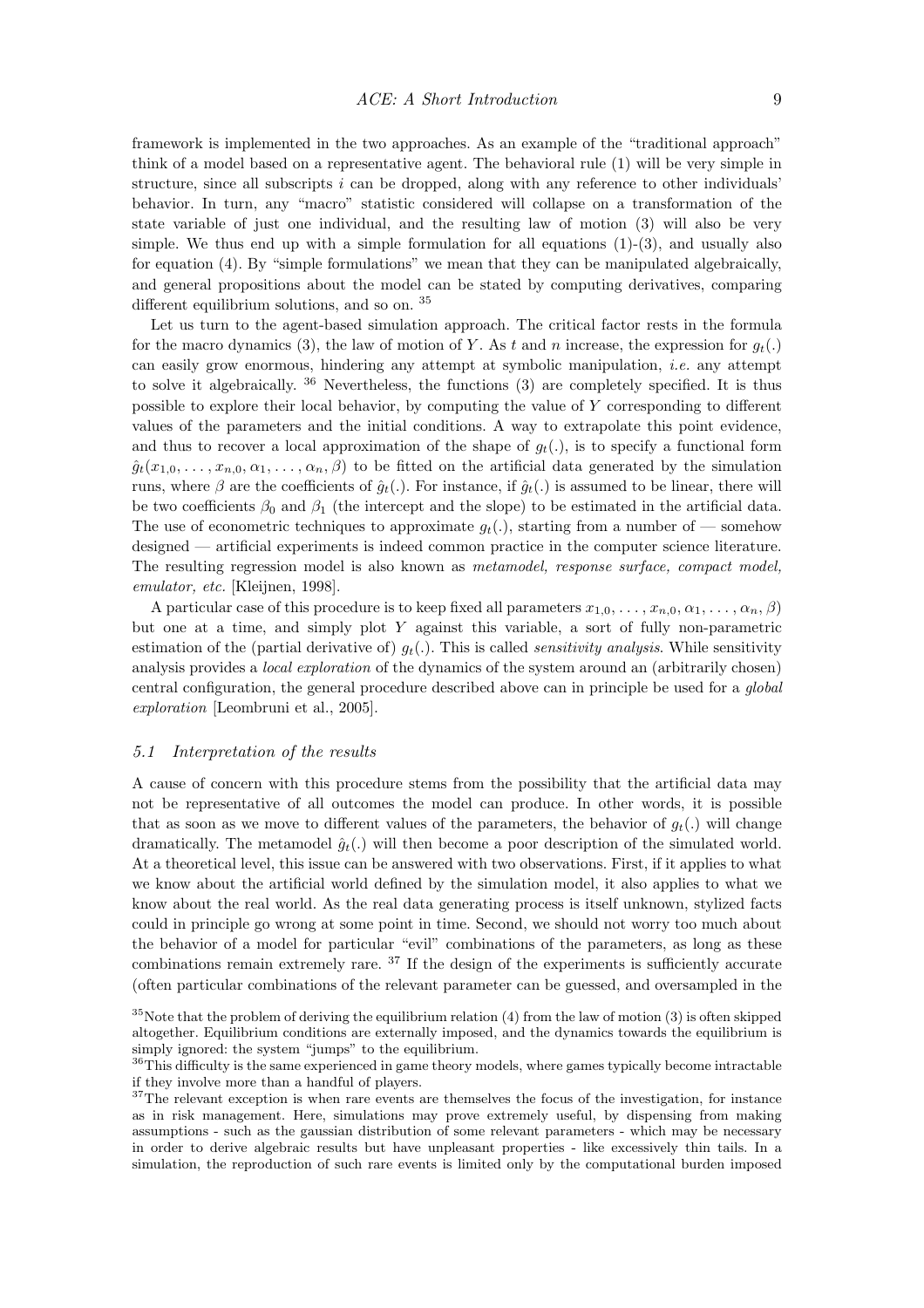framework is implemented in the two approaches. As an example of the "traditional approach" think of a model based on a representative agent. The behavioral rule (1) will be very simple in structure, since all subscripts $i$ can be dropped, along with any reference to other individuals' behavior. In turn, any "macro" statistic considered will collapse on a transformation of the state variable of just one individual, and the resulting law of motion (3) will also be very simple. We thus end up with a simple formulation for all equations (1)-(3), and usually also for equation (4). By "simple formulations" we mean that they can be manipulated algebraically, and general propositions about the model can be stated by computing derivatives, comparing different equilibrium solutions, and so on. [35]

Let us turn to the agent-based simulation approach. The critical factor rests in the formula for the macro dynamics (3), the law of motion of $Y$. As $t$ and $n$ increase, the expression for $g_t(.)$ can easily grow enormous, hindering any attempt at symbolic manipulation, *i.e.* any attempt to solve it algebraically. [36] Nevertheless, the functions (3) are completely specified. It is thus possible to explore their local behavior, by computing the value of $Y$ corresponding to different values of the parameters and the initial conditions. A way to extrapolate this point evidence, and thus to recover a local approximation of the shape of $g_t(.)$, is to specify a functional form $\hat{g}_t(x_{1,0}, \ldots, x_{n,0}, \alpha_1, \ldots, \alpha_n, \beta)$ to be fitted on the artificial data generated by the simulation runs, where $\beta$ are the coefficients of $\hat{g}_t(.)$. For instance, if $\hat{g}_t(.)$ is assumed to be linear, there will be two coefficients $\beta_0$ and $\beta_1$ (the intercept and the slope) to be estimated in the artificial data. The use of econometric techniques to approximate $g_t(.)$, starting from a number of — somehow designed — artificial experiments is indeed common practice in the computer science literature. The resulting regression model is also known as *metamodel, response surface, compact model, emulator, etc.* [Kleijnen, 1998].

A particular case of this procedure is to keep fixed all parameters $x_{1,0}, \ldots, x_{n,0}, \alpha_1, \ldots, \alpha_n, \beta)$ but one at a time, and simply plot $Y$ against this variable, a sort of fully non-parametric estimation of the (partial derivative of) $g_t(.)$. This is called *sensitivity analysis*. While sensitivity analysis provides a *local exploration* of the dynamics of the system around an (arbitrarily chosen) central configuration, the general procedure described above can in principle be used for a *global exploration* [Leombruni et al., 2005].

### *5.1 Interpretation of the results*

A cause of concern with this procedure stems from the possibility that the artificial data may not be representative of all outcomes the model can produce. In other words, it is possible that as soon as we move to different values of the parameters, the behavior of $g_t(.)$ will change dramatically. The metamodel $\hat{g}_t(.)$ will then become a poor description of the simulated world. At a theoretical level, this issue can be answered with two observations. First, if it applies to what we know about the artificial world defined by the simulation model, it also applies to what we know about the real world. As the real data generating process is itself unknown, stylized facts could in principle go wrong at some point in time. Second, we should not worry too much about the behavior of a model for particular "evil" combinations of the parameters, as long as these combinations remain extremely rare. [37] If the design of the experiments is sufficiently accurate (often particular combinations of the relevant parameter can be guessed, and oversampled in the

[35] Note that the problem of deriving the equilibrium relation (4) from the law of motion (3) is often skipped altogether. Equilibrium conditions are externally imposed, and the dynamics towards the equilibrium is simply ignored: the system "jumps" to the equilibrium.

[36] This difficulty is the same experienced in game theory models, where games typically become intractable if they involve more than a handful of players.

[37] The relevant exception is when rare events are themselves the focus of the investigation, for instance as in risk management. Here, simulations may prove extremely useful, by dispensing from making assumptions - such as the gaussian distribution of some relevant parameters - which may be necessary in order to derive algebraic results but have unpleasant properties - like excessively thin tails. In a simulation, the reproduction of such rare events is limited only by the computational burden imposed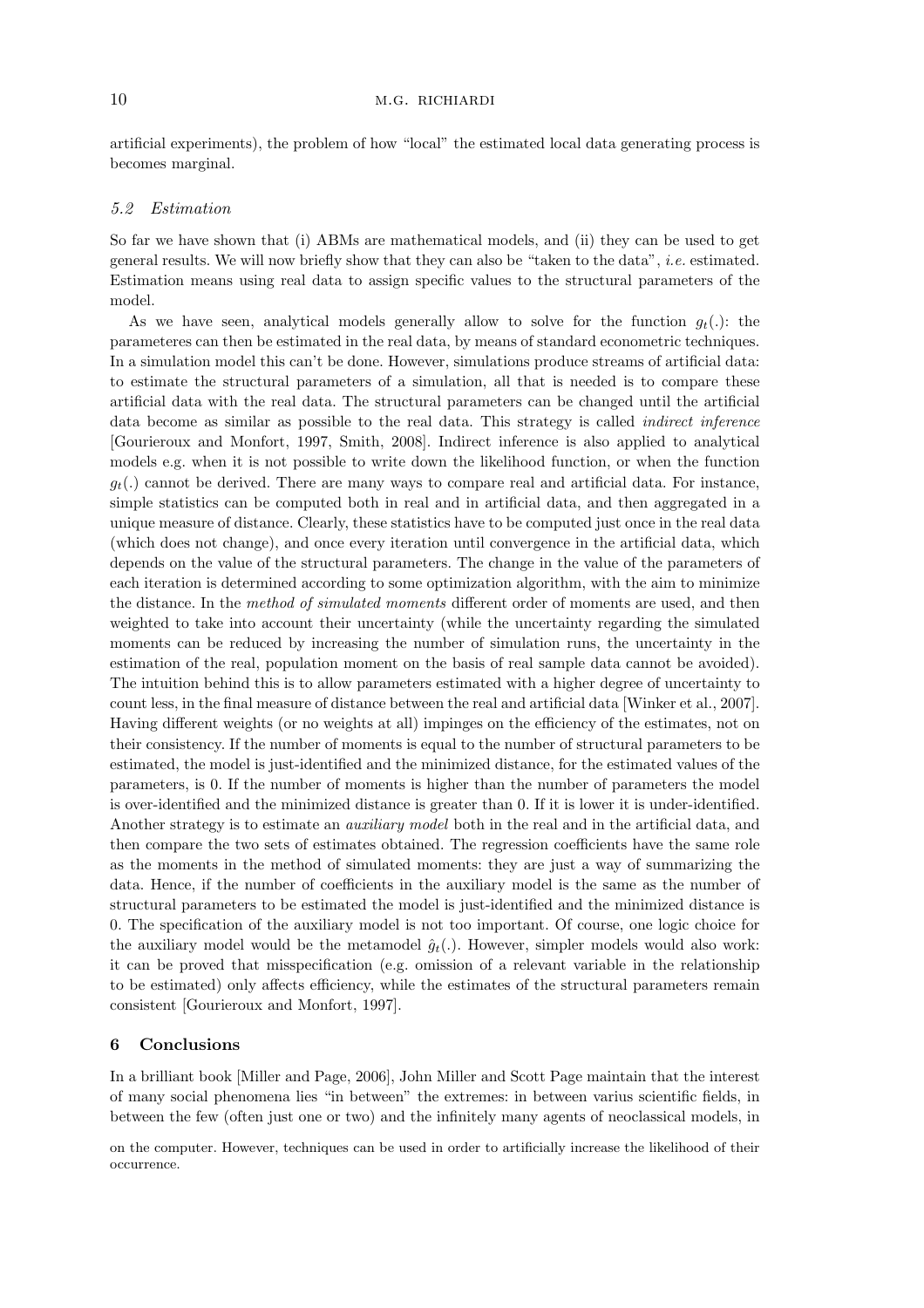artificial experiments), the problem of how "local" the estimated local data generating process is becomes marginal.

### *5.2 Estimation*

So far we have shown that (i) ABMs are mathematical models, and (ii) they can be used to get general results. We will now briefly show that they can also be "taken to the data", *i.e.* estimated. Estimation means using real data to assign specific values to the structural parameters of the model.

As we have seen, analytical models generally allow to solve for the function $g_t(.)$: the parameteres can then be estimated in the real data, by means of standard econometric techniques. In a simulation model this can't be done. However, simulations produce streams of artificial data: to estimate the structural parameters of a simulation, all that is needed is to compare these artificial data with the real data. The structural parameters can be changed until the artificial data become as similar as possible to the real data. This strategy is called *indirect inference* [Gourieroux and Monfort, 1997, Smith, 2008]. Indirect inference is also applied to analytical models e.g. when it is not possible to write down the likelihood function, or when the function $g_t(.)$ cannot be derived. There are many ways to compare real and artificial data. For instance, simple statistics can be computed both in real and in artificial data, and then aggregated in a unique measure of distance. Clearly, these statistics have to be computed just once in the real data (which does not change), and once every iteration until convergence in the artificial data, which depends on the value of the structural parameters. The change in the value of the parameters of each iteration is determined according to some optimization algorithm, with the aim to minimize the distance. In the *method of simulated moments* different order of moments are used, and then weighted to take into account their uncertainty (while the uncertainty regarding the simulated moments can be reduced by increasing the number of simulation runs, the uncertainty in the estimation of the real, population moment on the basis of real sample data cannot be avoided). The intuition behind this is to allow parameters estimated with a higher degree of uncertainty to count less, in the final measure of distance between the real and artificial data [Winker et al., 2007]. Having different weights (or no weights at all) impinges on the efficiency of the estimates, not on their consistency. If the number of moments is equal to the number of structural parameters to be estimated, the model is just-identified and the minimized distance, for the estimated values of the parameters, is 0. If the number of moments is higher than the number of parameters the model is over-identified and the minimized distance is greater than 0. If it is lower it is under-identified. Another strategy is to estimate an *auxiliary model* both in the real and in the artificial data, and then compare the two sets of estimates obtained. The regression coefficients have the same role as the moments in the method of simulated moments: they are just a way of summarizing the data. Hence, if the number of coefficients in the auxiliary model is the same as the number of structural parameters to be estimated the model is just-identified and the minimized distance is 0. The specification of the auxiliary model is not too important. Of course, one logic choice for the auxiliary model would be the metamodel $\hat{g}_t(.)$. However, simpler models would also work: it can be proved that misspecification (e.g. omission of a relevant variable in the relationship to be estimated) only affects efficiency, while the estimates of the structural parameters remain consistent [Gourieroux and Monfort, 1997].

## 6 Conclusions

In a brilliant book [Miller and Page, 2006], John Miller and Scott Page maintain that the interest of many social phenomena lies "in between" the extremes: in between varius scientific fields, in between the few (often just one or two) and the infinitely many agents of neoclassical models, in

on the computer. However, techniques can be used in order to artificially increase the likelihood of their occurrence.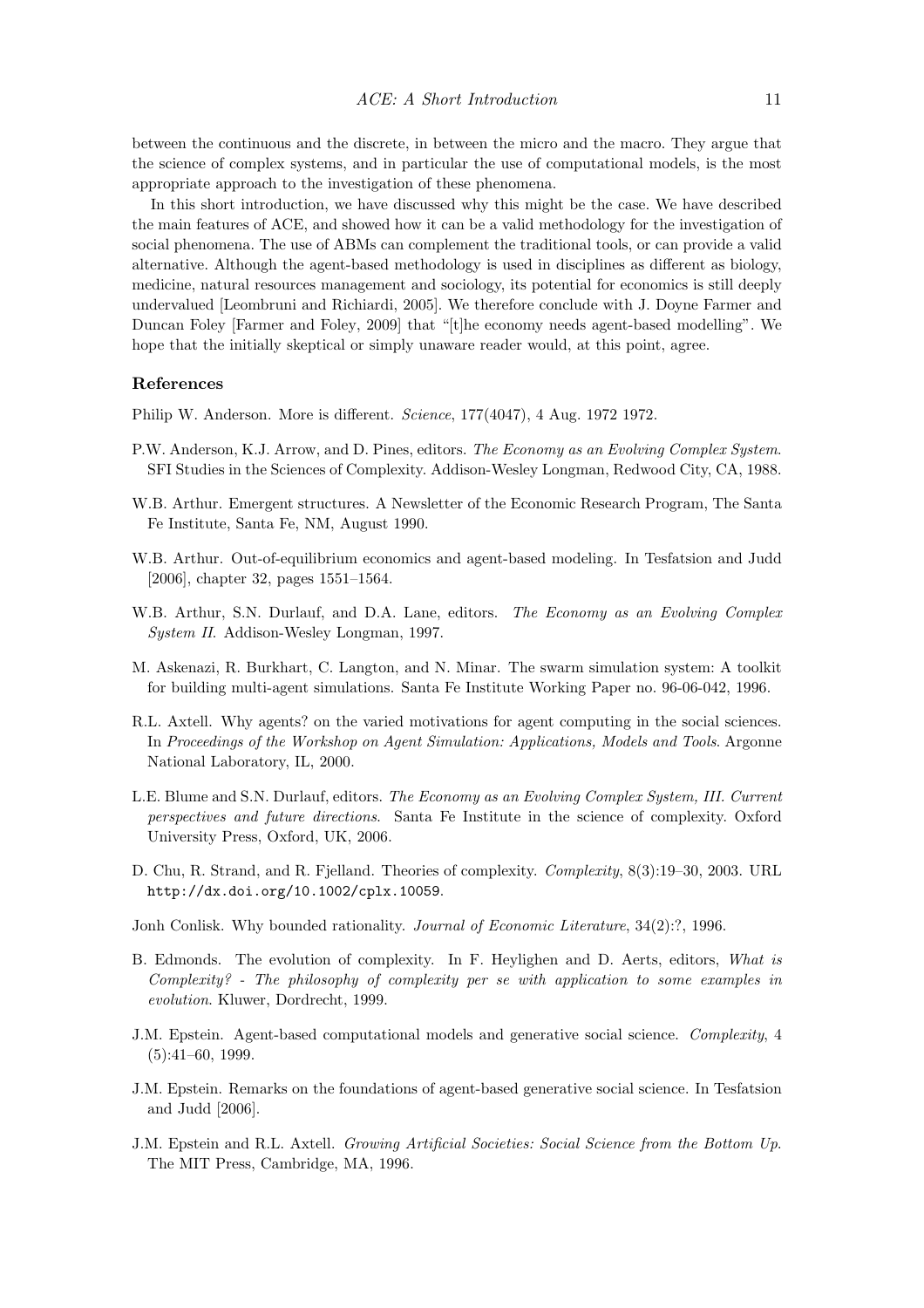between the continuous and the discrete, in between the micro and the macro. They argue that the science of complex systems, and in particular the use of computational models, is the most appropriate approach to the investigation of these phenomena.

In this short introduction, we have discussed why this might be the case. We have described the main features of ACE, and showed how it can be a valid methodology for the investigation of social phenomena. The use of ABMs can complement the traditional tools, or can provide a valid alternative. Although the agent-based methodology is used in disciplines as different as biology, medicine, natural resources management and sociology, its potential for economics is still deeply undervalued [Leombruni and Richiardi, 2005]. We therefore conclude with J. Doyne Farmer and Duncan Foley [Farmer and Foley, 2009] that "[t]he economy needs agent-based modelling". We hope that the initially skeptical or simply unaware reader would, at this point, agree.

## References

Philip W. Anderson. More is different. *Science*, 177(4047), 4 Aug. 1972 1972.

P.W. Anderson, K.J. Arrow, and D. Pines, editors. *The Economy as an Evolving Complex System*. SFI Studies in the Sciences of Complexity. Addison-Wesley Longman, Redwood City, CA, 1988.

W.B. Arthur. Emergent structures. A Newsletter of the Economic Research Program, The Santa Fe Institute, Santa Fe, NM, August 1990.

W.B. Arthur. Out-of-equilibrium economics and agent-based modeling. In Tesfatsion and Judd [2006], chapter 32, pages 1551–1564.

W.B. Arthur, S.N. Durlauf, and D.A. Lane, editors. *The Economy as an Evolving Complex System II*. Addison-Wesley Longman, 1997.

M. Askenazi, R. Burkhart, C. Langton, and N. Minar. The swarm simulation system: A toolkit for building multi-agent simulations. Santa Fe Institute Working Paper no. 96-06-042, 1996.

R.L. Axtell. Why agents? on the varied motivations for agent computing in the social sciences. In *Proceedings of the Workshop on Agent Simulation: Applications, Models and Tools*. Argonne National Laboratory, IL, 2000.

L.E. Blume and S.N. Durlauf, editors. *The Economy as an Evolving Complex System, III. Current perspectives and future directions*. Santa Fe Institute in the science of complexity. Oxford University Press, Oxford, UK, 2006.

D. Chu, R. Strand, and R. Fjelland. Theories of complexity. *Complexity*, 8(3):19–30, 2003. URL http://dx.doi.org/10.1002/cplx.10059.

Jonh Conlisk. Why bounded rationality. *Journal of Economic Literature*, 34(2):?, 1996.

B. Edmonds. The evolution of complexity. In F. Heylighen and D. Aerts, editors, *What is Complexity? - The philosophy of complexity per se with application to some examples in evolution*. Kluwer, Dordrecht, 1999.

J.M. Epstein. Agent-based computational models and generative social science. *Complexity*, 4 (5):41–60, 1999.

J.M. Epstein. Remarks on the foundations of agent-based generative social science. In Tesfatsion and Judd [2006].

J.M. Epstein and R.L. Axtell. *Growing Artificial Societies: Social Science from the Bottom Up*. The MIT Press, Cambridge, MA, 1996.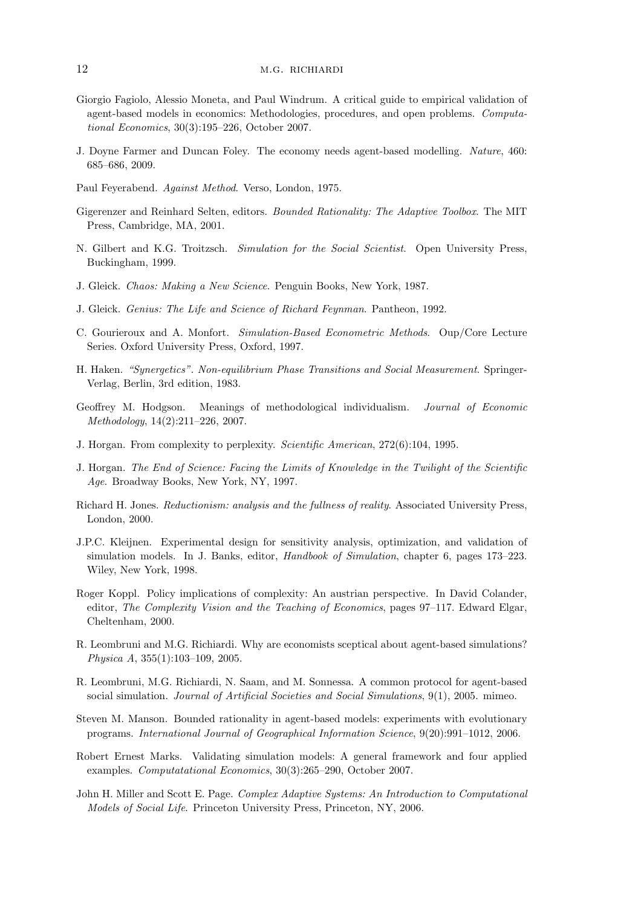Giorgio Fagiolo, Alessio Moneta, and Paul Windrum. A critical guide to empirical validation of agent-based models in economics: Methodologies, procedures, and open problems. *Computational Economics*, 30(3):195–226, October 2007.

J. Doyne Farmer and Duncan Foley. The economy needs agent-based modelling. *Nature*, 460: 685–686, 2009.

Paul Feyerabend. *Against Method*. Verso, London, 1975.

Gigerenzer and Reinhard Selten, editors. *Bounded Rationality: The Adaptive Toolbox*. The MIT Press, Cambridge, MA, 2001.

N. Gilbert and K.G. Troitzsch. *Simulation for the Social Scientist*. Open University Press, Buckingham, 1999.

J. Gleick. *Chaos: Making a New Science*. Penguin Books, New York, 1987.

J. Gleick. *Genius: The Life and Science of Richard Feynman*. Pantheon, 1992.

C. Gourieroux and A. Monfort. *Simulation-Based Econometric Methods*. Oup/Core Lecture Series. Oxford University Press, Oxford, 1997.

H. Haken. *"Synergetics". Non-equilibrium Phase Transitions and Social Measurement*. Springer-Verlag, Berlin, 3rd edition, 1983.

Geoffrey M. Hodgson. Meanings of methodological individualism. *Journal of Economic Methodology*, 14(2):211–226, 2007.

J. Horgan. From complexity to perplexity. *Scientific American*, 272(6):104, 1995.

J. Horgan. *The End of Science: Facing the Limits of Knowledge in the Twilight of the Scientific Age*. Broadway Books, New York, NY, 1997.

Richard H. Jones. *Reductionism: analysis and the fullness of reality*. Associated University Press, London, 2000.

J.P.C. Kleijnen. Experimental design for sensitivity analysis, optimization, and validation of simulation models. In J. Banks, editor, *Handbook of Simulation*, chapter 6, pages 173–223. Wiley, New York, 1998.

Roger Koppl. Policy implications of complexity: An austrian perspective. In David Colander, editor, *The Complexity Vision and the Teaching of Economics*, pages 97–117. Edward Elgar, Cheltenham, 2000.

R. Leombruni and M.G. Richiardi. Why are economists sceptical about agent-based simulations? *Physica A*, 355(1):103–109, 2005.

R. Leombruni, M.G. Richiardi, N. Saam, and M. Sonnessa. A common protocol for agent-based social simulation. *Journal of Artificial Societies and Social Simulations*, 9(1), 2005. mimeo.

Steven M. Manson. Bounded rationality in agent-based models: experiments with evolutionary programs. *International Journal of Geographical Information Science*, 9(20):991–1012, 2006.

Robert Ernest Marks. Validating simulation models: A general framework and four applied examples. *Computatational Economics*, 30(3):265–290, October 2007.

John H. Miller and Scott E. Page. *Complex Adaptive Systems: An Introduction to Computational Models of Social Life*. Princeton University Press, Princeton, NY, 2006.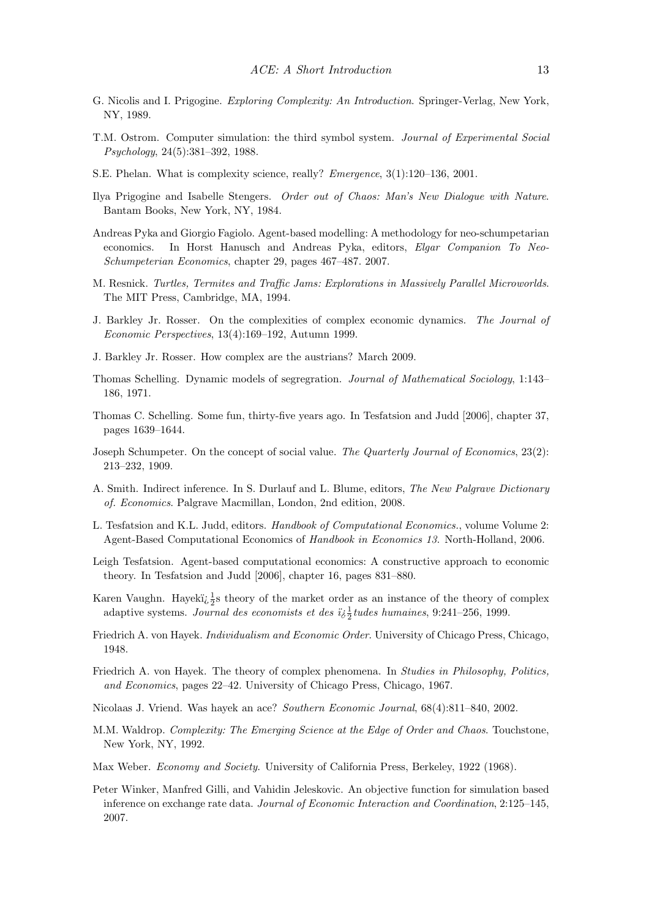G. Nicolis and I. Prigogine. *Exploring Complexity: An Introduction*. Springer-Verlag, New York, NY, 1989.

T.M. Ostrom. Computer simulation: the third symbol system. *Journal of Experimental Social Psychology*, 24(5):381–392, 1988.

S.E. Phelan. What is complexity science, really? *Emergence*, 3(1):120–136, 2001.

Ilya Prigogine and Isabelle Stengers. *Order out of Chaos: Man's New Dialogue with Nature*. Bantam Books, New York, NY, 1984.

Andreas Pyka and Giorgio Fagiolo. Agent-based modelling: A methodology for neo-schumpetarian economics. In Horst Hanusch and Andreas Pyka, editors, *Elgar Companion To Neo-Schumpeterian Economics*, chapter 29, pages 467–487. 2007.

M. Resnick. *Turtles, Termites and Traffic Jams: Explorations in Massively Parallel Microworlds*. The MIT Press, Cambridge, MA, 1994.

J. Barkley Jr. Rosser. On the complexities of complex economic dynamics. *The Journal of Economic Perspectives*, 13(4):169–192, Autumn 1999.

J. Barkley Jr. Rosser. How complex are the austrians? March 2009.

Thomas Schelling. Dynamic models of segregration. *Journal of Mathematical Sociology*, 1:143–186, 1971.

Thomas C. Schelling. Some fun, thirty-five years ago. In Tesfatsion and Judd [2006], chapter 37, pages 1639–1644.

Joseph Schumpeter. On the concept of social value. *The Quarterly Journal of Economics*, 23(2): 213–232, 1909.

A. Smith. Indirect inference. In S. Durlauf and L. Blume, editors, *The New Palgrave Dictionary of. Economics*. Palgrave Macmillan, London, 2nd edition, 2008.

L. Tesfatsion and K.L. Judd, editors. *Handbook of Computational Economics.*, volume Volume 2: Agent-Based Computational Economics of *Handbook in Economics 13*. North-Holland, 2006.

Leigh Tesfatsion. Agent-based computational economics: A constructive approach to economic theory. In Tesfatsion and Judd [2006], chapter 16, pages 831–880.

Karen Vaughn. Hayekï¿½s theory of the market order as an instance of the theory of complex adaptive systems. *Journal des economists et des ï¿½tudes humaines*, 9:241–256, 1999.

Friedrich A. von Hayek. *Individualism and Economic Order*. University of Chicago Press, Chicago, 1948.

Friedrich A. von Hayek. The theory of complex phenomena. In *Studies in Philosophy, Politics, and Economics*, pages 22–42. University of Chicago Press, Chicago, 1967.

Nicolaas J. Vriend. Was hayek an ace? *Southern Economic Journal*, 68(4):811–840, 2002.

M.M. Waldrop. *Complexity: The Emerging Science at the Edge of Order and Chaos*. Touchstone, New York, NY, 1992.

Max Weber. *Economy and Society*. University of California Press, Berkeley, 1922 (1968).

Peter Winker, Manfred Gilli, and Vahidin Jeleskovic. An objective function for simulation based inference on exchange rate data. *Journal of Economic Interaction and Coordination*, 2:125–145, 2007.